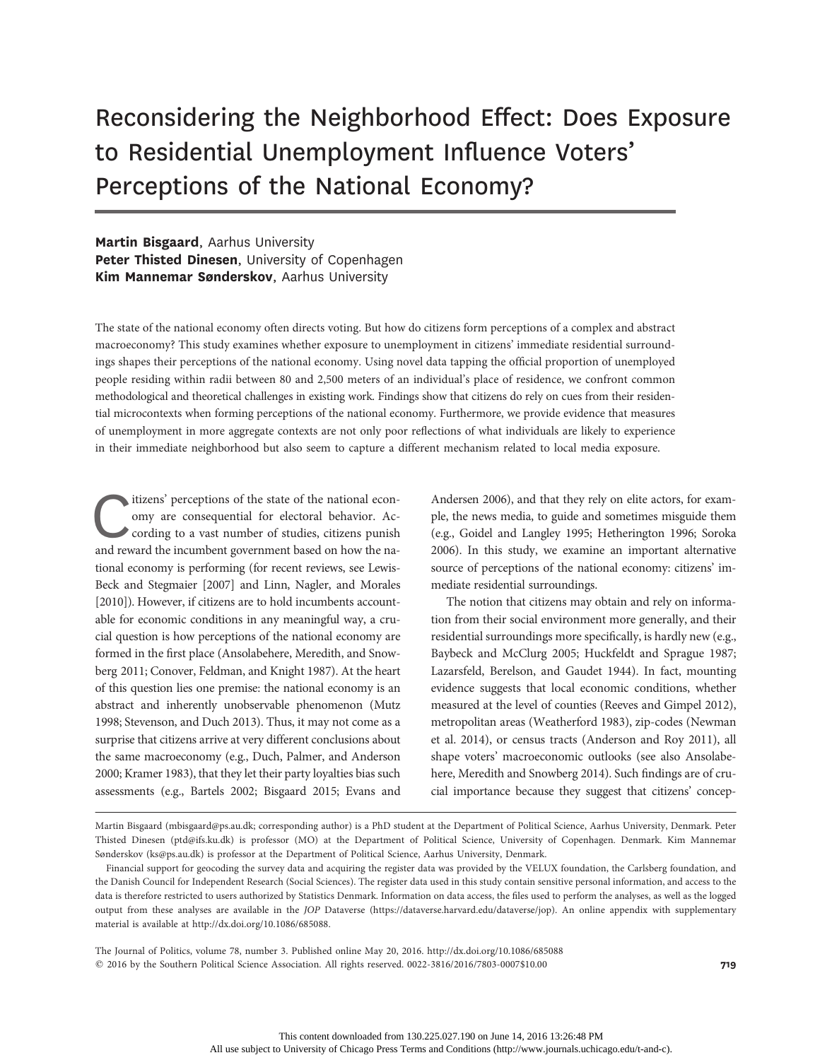# Reconsidering the Neighborhood Effect: Does Exposure to Residential Unemployment Influence Voters' Perceptions of the National Economy?

**Martin Bisgaard**, Aarhus University
**Peter Thisted Dinesen**, University of Copenhagen
**Kim Mannemar Sønderskov**, Aarhus University

The state of the national economy often directs voting. But how do citizens form perceptions of a complex and abstract macroeconomy? This study examines whether exposure to unemployment in citizens' immediate residential surroundings shapes their perceptions of the national economy. Using novel data tapping the official proportion of unemployed people residing within radii between 80 and 2,500 meters of an individual's place of residence, we confront common methodological and theoretical challenges in existing work. Findings show that citizens do rely on cues from their residential microcontexts when forming perceptions of the national economy. Furthermore, we provide evidence that measures of unemployment in more aggregate contexts are not only poor reflections of what individuals are likely to experience in their immediate neighborhood but also seem to capture a different mechanism related to local media exposure.

Citizens' perceptions of the state of the national economy are consequential for electoral behavior. According to a vast number of studies, citizens punish and reward the incumbent government based on how the national economy is performing (for recent reviews, see Lewis-Beck and Stegmaier [2007] and Linn, Nagler, and Morales [2010]). However, if citizens are to hold incumbents accountable for economic conditions in any meaningful way, a crucial question is how perceptions of the national economy are formed in the first place (Ansolabehere, Meredith, and Snowberg 2011; Conover, Feldman, and Knight 1987). At the heart of this question lies one premise: the national economy is an abstract and inherently unobservable phenomenon (Mutz 1998; Stevenson, and Duch 2013). Thus, it may not come as a surprise that citizens arrive at very different conclusions about the same macroeconomy (e.g., Duch, Palmer, and Anderson 2000; Kramer 1983), that they let their party loyalties bias such assessments (e.g., Bartels 2002; Bisgaard 2015; Evans and Andersen 2006), and that they rely on elite actors, for example, the news media, to guide and sometimes misguide them (e.g., Goidel and Langley 1995; Hetherington 1996; Soroka 2006). In this study, we examine an important alternative source of perceptions of the national economy: citizens' immediate residential surroundings.

The notion that citizens may obtain and rely on information from their social environment more generally, and their residential surroundings more specifically, is hardly new (e.g., Baybeck and McClurg 2005; Huckfeldt and Sprague 1987; Lazarsfeld, Berelson, and Gaudet 1944). In fact, mounting evidence suggests that local economic conditions, whether measured at the level of counties (Reeves and Gimpel 2012), metropolitan areas (Weatherford 1983), zip-codes (Newman et al. 2014), or census tracts (Anderson and Roy 2011), all shape voters' macroeconomic outlooks (see also Ansolabehere, Meredith and Snowberg 2014). Such findings are of crucial importance because they suggest that citizens' concep-

---

Martin Bisgaard (mbisgaard@ps.au.dk; corresponding author) is a PhD student at the Department of Political Science, Aarhus University, Denmark. Peter Thisted Dinesen (ptd@ifs.ku.dk) is professor (MO) at the Department of Political Science, University of Copenhagen. Denmark. Kim Mannemar Sønderskov (ks@ps.au.dk) is professor at the Department of Political Science, Aarhus University, Denmark.

Financial support for geocoding the survey data and acquiring the register data was provided by the VELUX foundation, the Carlsberg foundation, and the Danish Council for Independent Research (Social Sciences). The register data used in this study contain sensitive personal information, and access to the data is therefore restricted to users authorized by Statistics Denmark. Information on data access, the files used to perform the analyses, as well as the logged output from these analyses are available in the *JOP* Dataverse (https://dataverse.harvard.edu/dataverse/jop). An online appendix with supplementary material is available at http://dx.doi.org/10.1086/685088.

The Journal of Politics, volume 78, number 3. Published online May 20, 2016. http://dx.doi.org/10.1086/685088
© 2016 by the Southern Political Science Association. All rights reserved. 0022-3816/2016/7803-0007$10.00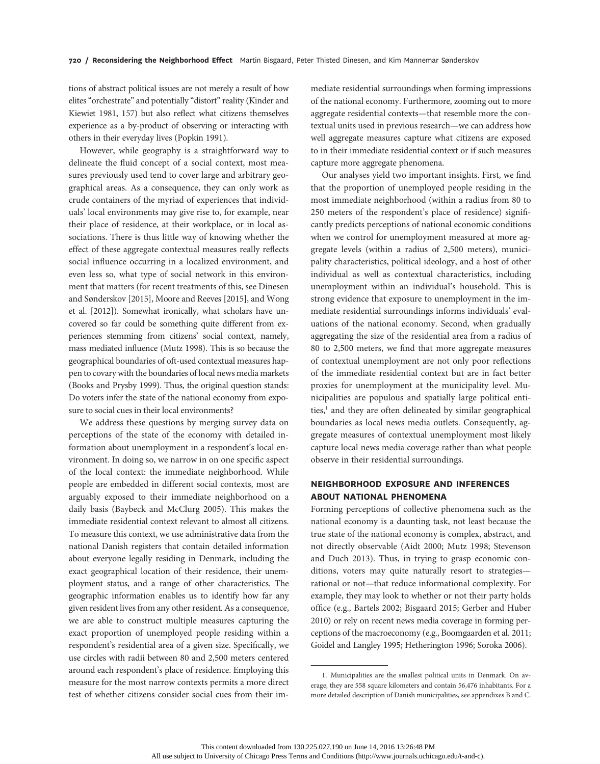tions of abstract political issues are not merely a result of how elites "orchestrate" and potentially "distort" reality (Kinder and Kiewiet 1981, 157) but also reflect what citizens themselves experience as a by-product of observing or interacting with others in their everyday lives (Popkin 1991).

However, while geography is a straightforward way to delineate the fluid concept of a social context, most measures previously used tend to cover large and arbitrary geographical areas. As a consequence, they can only work as crude containers of the myriad of experiences that individuals' local environments may give rise to, for example, near their place of residence, at their workplace, or in local associations. There is thus little way of knowing whether the effect of these aggregate contextual measures really reflects social influence occurring in a localized environment, and even less so, what type of social network in this environment that matters (for recent treatments of this, see Dinesen and Sønderskov [2015], Moore and Reeves [2015], and Wong et al. [2012]). Somewhat ironically, what scholars have uncovered so far could be something quite different from experiences stemming from citizens' social context, namely, mass mediated influence (Mutz 1998). This is so because the geographical boundaries of oft-used contextual measures happen to covary with the boundaries of local news media markets (Books and Prysby 1999). Thus, the original question stands: Do voters infer the state of the national economy from exposure to social cues in their local environments?

We address these questions by merging survey data on perceptions of the state of the economy with detailed information about unemployment in a respondent's local environment. In doing so, we narrow in on one specific aspect of the local context: the immediate neighborhood. While people are embedded in different social contexts, most are arguably exposed to their immediate neighborhood on a daily basis (Baybeck and McClurg 2005). This makes the immediate residential context relevant to almost all citizens. To measure this context, we use administrative data from the national Danish registers that contain detailed information about everyone legally residing in Denmark, including the exact geographical location of their residence, their unemployment status, and a range of other characteristics. The geographic information enables us to identify how far any given resident lives from any other resident. As a consequence, we are able to construct multiple measures capturing the exact proportion of unemployed people residing within a respondent's residential area of a given size. Specifically, we use circles with radii between 80 and 2,500 meters centered around each respondent's place of residence. Employing this measure for the most narrow contexts permits a more direct test of whether citizens consider social cues from their immediate residential surroundings when forming impressions of the national economy. Furthermore, zooming out to more aggregate residential contexts—that resemble more the contextual units used in previous research—we can address how well aggregate measures capture what citizens are exposed to in their immediate residential context or if such measures capture more aggregate phenomena.

Our analyses yield two important insights. First, we find that the proportion of unemployed people residing in the most immediate neighborhood (within a radius from 80 to 250 meters of the respondent's place of residence) significantly predicts perceptions of national economic conditions when we control for unemployment measured at more aggregate levels (within a radius of 2,500 meters), municipality characteristics, political ideology, and a host of other individual as well as contextual characteristics, including unemployment within an individual's household. This is strong evidence that exposure to unemployment in the immediate residential surroundings informs individuals' evaluations of the national economy. Second, when gradually aggregating the size of the residential area from a radius of 80 to 2,500 meters, we find that more aggregate measures of contextual unemployment are not only poor reflections of the immediate residential context but are in fact better proxies for unemployment at the municipality level. Municipalities are populous and spatially large political entities,[1] and they are often delineated by similar geographical boundaries as local news media outlets. Consequently, aggregate measures of contextual unemployment most likely capture local news media coverage rather than what people observe in their residential surroundings.

## NEIGHBORHOOD EXPOSURE AND INFERENCES ABOUT NATIONAL PHENOMENA

Forming perceptions of collective phenomena such as the national economy is a daunting task, not least because the true state of the national economy is complex, abstract, and not directly observable (Aidt 2000; Mutz 1998; Stevenson and Duch 2013). Thus, in trying to grasp economic conditions, voters may quite naturally resort to strategies—rational or not—that reduce informational complexity. For example, they may look to whether or not their party holds office (e.g., Bartels 2002; Bisgaard 2015; Gerber and Huber 2010) or rely on recent news media coverage in forming perceptions of the macroeconomy (e.g., Boomgaarden et al. 2011; Goidel and Langley 1995; Hetherington 1996; Soroka 2006).

1. Municipalities are the smallest political units in Denmark. On average, they are 558 square kilometers and contain 56,476 inhabitants. For a more detailed description of Danish municipalities, see appendixes B and C.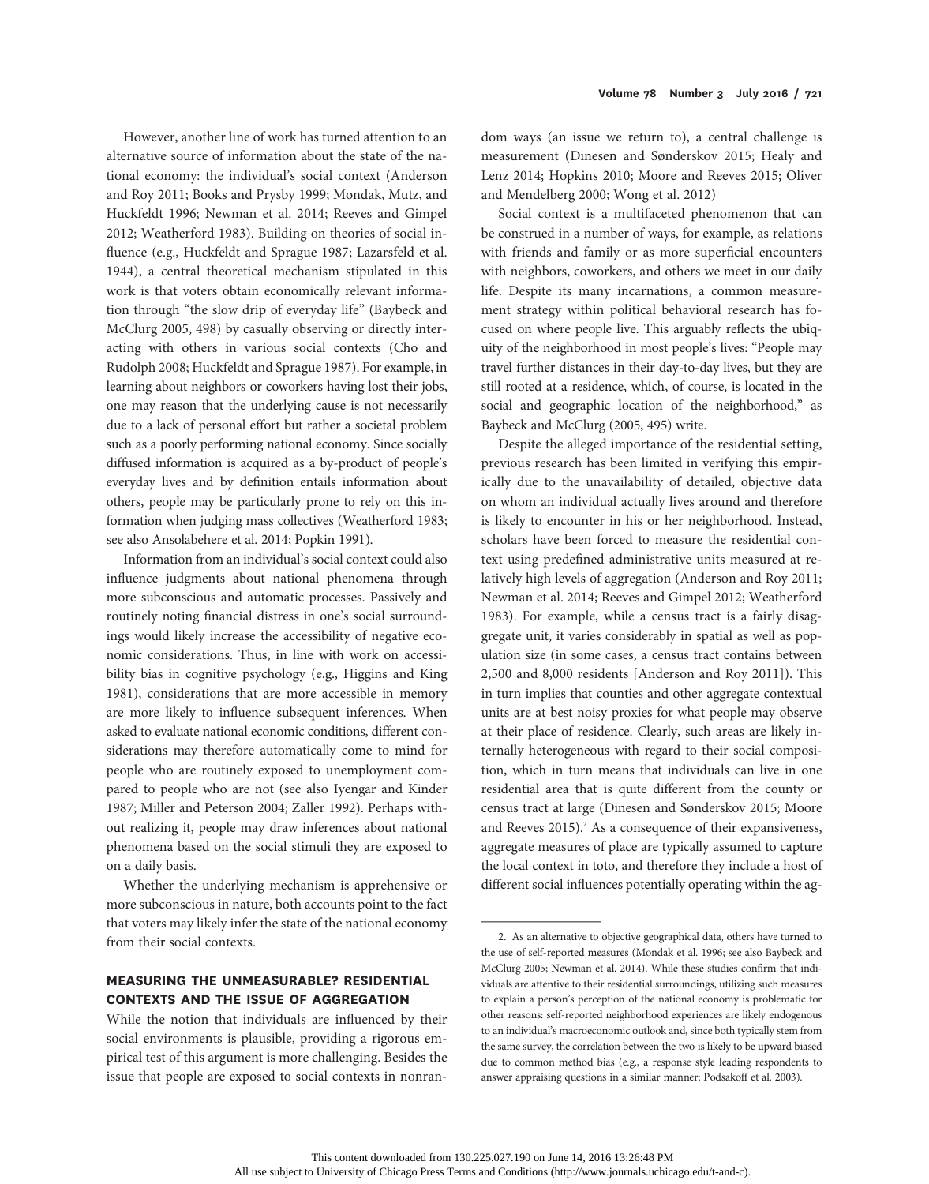However, another line of work has turned attention to an alternative source of information about the state of the national economy: the individual's social context (Anderson and Roy 2011; Books and Prysby 1999; Mondak, Mutz, and Huckfeldt 1996; Newman et al. 2014; Reeves and Gimpel 2012; Weatherford 1983). Building on theories of social influence (e.g., Huckfeldt and Sprague 1987; Lazarsfeld et al. 1944), a central theoretical mechanism stipulated in this work is that voters obtain economically relevant information through "the slow drip of everyday life" (Baybeck and McClurg 2005, 498) by casually observing or directly interacting with others in various social contexts (Cho and Rudolph 2008; Huckfeldt and Sprague 1987). For example, in learning about neighbors or coworkers having lost their jobs, one may reason that the underlying cause is not necessarily due to a lack of personal effort but rather a societal problem such as a poorly performing national economy. Since socially diffused information is acquired as a by-product of people's everyday lives and by definition entails information about others, people may be particularly prone to rely on this information when judging mass collectives (Weatherford 1983; see also Ansolabehere et al. 2014; Popkin 1991).

Information from an individual's social context could also influence judgments about national phenomena through more subconscious and automatic processes. Passively and routinely noting financial distress in one's social surroundings would likely increase the accessibility of negative economic considerations. Thus, in line with work on accessibility bias in cognitive psychology (e.g., Higgins and King 1981), considerations that are more accessible in memory are more likely to influence subsequent inferences. When asked to evaluate national economic conditions, different considerations may therefore automatically come to mind for people who are routinely exposed to unemployment compared to people who are not (see also Iyengar and Kinder 1987; Miller and Peterson 2004; Zaller 1992). Perhaps without realizing it, people may draw inferences about national phenomena based on the social stimuli they are exposed to on a daily basis.

Whether the underlying mechanism is apprehensive or more subconscious in nature, both accounts point to the fact that voters may likely infer the state of the national economy from their social contexts.

## MEASURING THE UNMEASURABLE? RESIDENTIAL CONTEXTS AND THE ISSUE OF AGGREGATION

While the notion that individuals are influenced by their social environments is plausible, providing a rigorous empirical test of this argument is more challenging. Besides the issue that people are exposed to social contexts in nonrandom ways (an issue we return to), a central challenge is measurement (Dinesen and Sønderskov 2015; Healy and Lenz 2014; Hopkins 2010; Moore and Reeves 2015; Oliver and Mendelberg 2000; Wong et al. 2012)

Social context is a multifaceted phenomenon that can be construed in a number of ways, for example, as relations with friends and family or as more superficial encounters with neighbors, coworkers, and others we meet in our daily life. Despite its many incarnations, a common measurement strategy within political behavioral research has focused on where people live. This arguably reflects the ubiquity of the neighborhood in most people's lives: "People may travel further distances in their day-to-day lives, but they are still rooted at a residence, which, of course, is located in the social and geographic location of the neighborhood," as Baybeck and McClurg (2005, 495) write.

Despite the alleged importance of the residential setting, previous research has been limited in verifying this empirically due to the unavailability of detailed, objective data on whom an individual actually lives around and therefore is likely to encounter in his or her neighborhood. Instead, scholars have been forced to measure the residential context using predefined administrative units measured at relatively high levels of aggregation (Anderson and Roy 2011; Newman et al. 2014; Reeves and Gimpel 2012; Weatherford 1983). For example, while a census tract is a fairly disaggregate unit, it varies considerably in spatial as well as population size (in some cases, a census tract contains between 2,500 and 8,000 residents [Anderson and Roy 2011]). This in turn implies that counties and other aggregate contextual units are at best noisy proxies for what people may observe at their place of residence. Clearly, such areas are likely internally heterogeneous with regard to their social composition, which in turn means that individuals can live in one residential area that is quite different from the county or census tract at large (Dinesen and Sønderskov 2015; Moore and Reeves 2015).[2] As a consequence of their expansiveness, aggregate measures of place are typically assumed to capture the local context in toto, and therefore they include a host of different social influences potentially operating within the ag-

2. As an alternative to objective geographical data, others have turned to the use of self-reported measures (Mondak et al. 1996; see also Baybeck and McClurg 2005; Newman et al. 2014). While these studies confirm that individuals are attentive to their residential surroundings, utilizing such measures to explain a person's perception of the national economy is problematic for other reasons: self-reported neighborhood experiences are likely endogenous to an individual's macroeconomic outlook and, since both typically stem from the same survey, the correlation between the two is likely to be upward biased due to common method bias (e.g., a response style leading respondents to answer appraising questions in a similar manner; Podsakoff et al. 2003).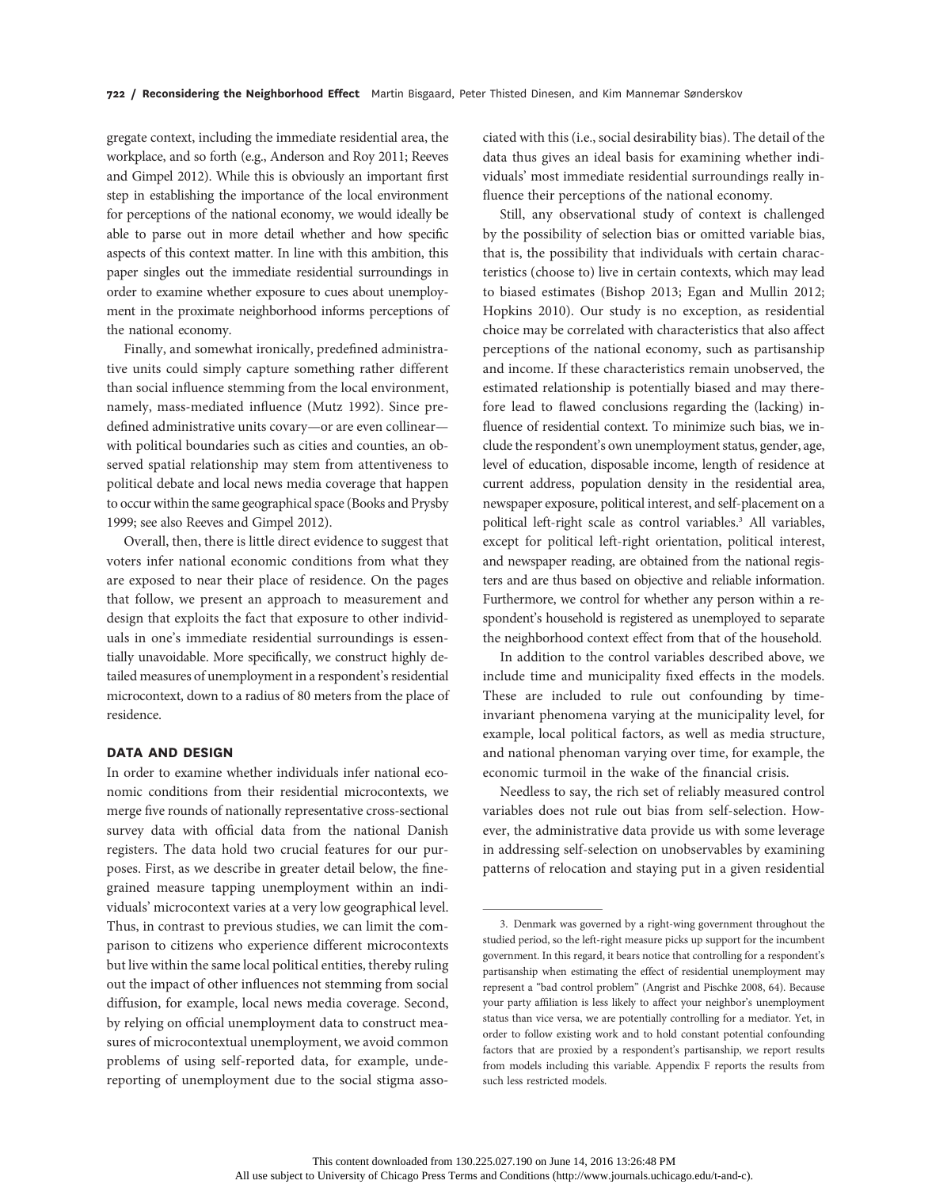gregate context, including the immediate residential area, the workplace, and so forth (e.g., Anderson and Roy 2011; Reeves and Gimpel 2012). While this is obviously an important first step in establishing the importance of the local environment for perceptions of the national economy, we would ideally be able to parse out in more detail whether and how specific aspects of this context matter. In line with this ambition, this paper singles out the immediate residential surroundings in order to examine whether exposure to cues about unemployment in the proximate neighborhood informs perceptions of the national economy.

Finally, and somewhat ironically, predefined administrative units could simply capture something rather different than social influence stemming from the local environment, namely, mass-mediated influence (Mutz 1992). Since predefined administrative units covary—or are even collinear—with political boundaries such as cities and counties, an observed spatial relationship may stem from attentiveness to political debate and local news media coverage that happen to occur within the same geographical space (Books and Prysby 1999; see also Reeves and Gimpel 2012).

Overall, then, there is little direct evidence to suggest that voters infer national economic conditions from what they are exposed to near their place of residence. On the pages that follow, we present an approach to measurement and design that exploits the fact that exposure to other individuals in one's immediate residential surroundings is essentially unavoidable. More specifically, we construct highly detailed measures of unemployment in a respondent's residential microcontext, down to a radius of 80 meters from the place of residence.

## DATA AND DESIGN

In order to examine whether individuals infer national economic conditions from their residential microcontexts, we merge five rounds of nationally representative cross-sectional survey data with official data from the national Danish registers. The data hold two crucial features for our purposes. First, as we describe in greater detail below, the fine-grained measure tapping unemployment within an individuals' microcontext varies at a very low geographical level. Thus, in contrast to previous studies, we can limit the comparison to citizens who experience different microcontexts but live within the same local political entities, thereby ruling out the impact of other influences not stemming from social diffusion, for example, local news media coverage. Second, by relying on official unemployment data to construct measures of microcontextual unemployment, we avoid common problems of using self-reported data, for example, undereporting of unemployment due to the social stigma associated with this (i.e., social desirability bias). The detail of the data thus gives an ideal basis for examining whether individuals' most immediate residential surroundings really influence their perceptions of the national economy.

Still, any observational study of context is challenged by the possibility of selection bias or omitted variable bias, that is, the possibility that individuals with certain characteristics (choose to) live in certain contexts, which may lead to biased estimates (Bishop 2013; Egan and Mullin 2012; Hopkins 2010). Our study is no exception, as residential choice may be correlated with characteristics that also affect perceptions of the national economy, such as partisanship and income. If these characteristics remain unobserved, the estimated relationship is potentially biased and may therefore lead to flawed conclusions regarding the (lacking) influence of residential context. To minimize such bias, we include the respondent's own unemployment status, gender, age, level of education, disposable income, length of residence at current address, population density in the residential area, newspaper exposure, political interest, and self-placement on a political left-right scale as control variables.[3] All variables, except for political left-right orientation, political interest, and newspaper reading, are obtained from the national registers and are thus based on objective and reliable information. Furthermore, we control for whether any person within a respondent's household is registered as unemployed to separate the neighborhood context effect from that of the household.

In addition to the control variables described above, we include time and municipality fixed effects in the models. These are included to rule out confounding by time-invariant phenomena varying at the municipality level, for example, local political factors, as well as media structure, and national phenoman varying over time, for example, the economic turmoil in the wake of the financial crisis.

Needless to say, the rich set of reliably measured control variables does not rule out bias from self-selection. However, the administrative data provide us with some leverage in addressing self-selection on unobservables by examining patterns of relocation and staying put in a given residential

3. Denmark was governed by a right-wing government throughout the studied period, so the left-right measure picks up support for the incumbent government. In this regard, it bears notice that controlling for a respondent's partisanship when estimating the effect of residential unemployment may represent a "bad control problem" (Angrist and Pischke 2008, 64). Because your party affiliation is less likely to affect your neighbor's unemployment status than vice versa, we are potentially controlling for a mediator. Yet, in order to follow existing work and to hold constant potential confounding factors that are proxied by a respondent's partisanship, we report results from models including this variable. Appendix F reports the results from such less restricted models.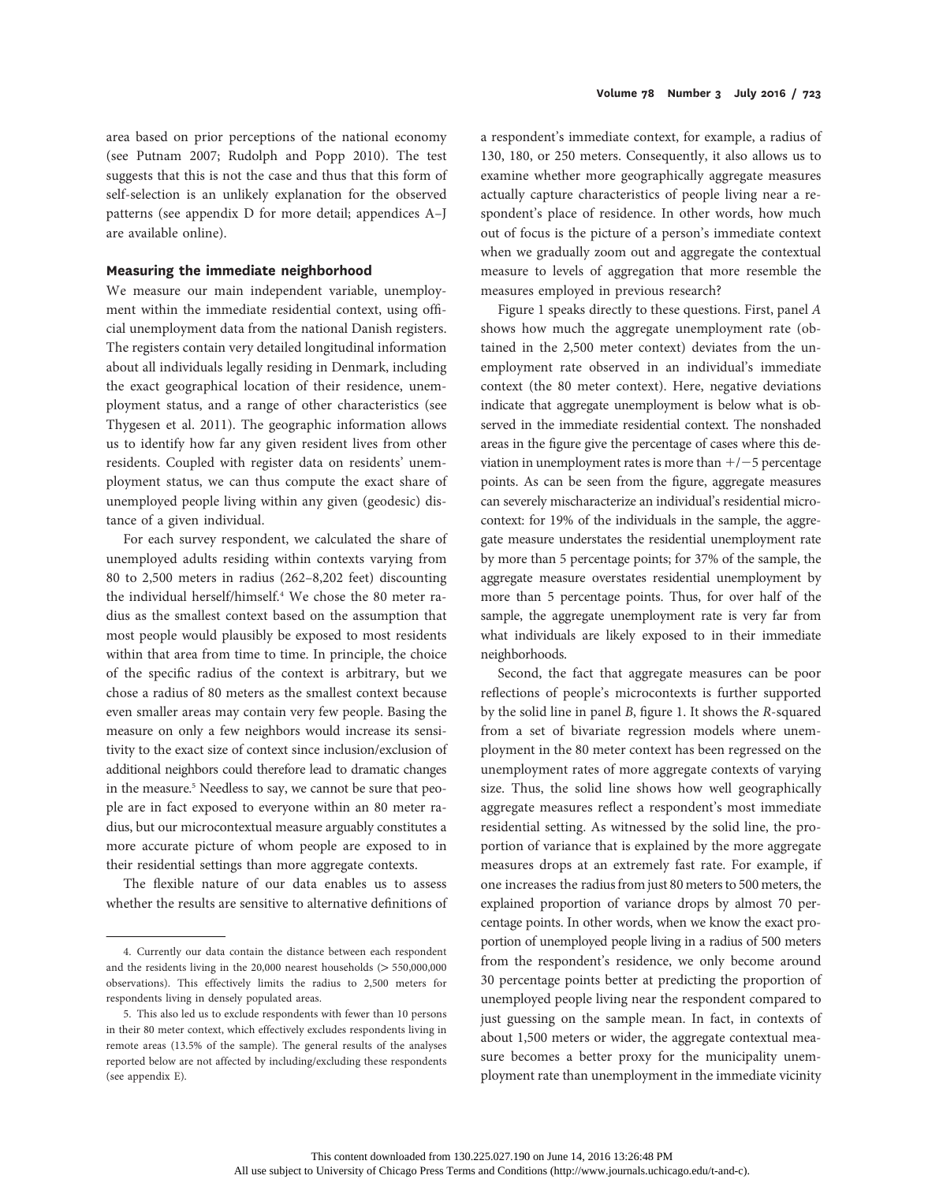area based on prior perceptions of the national economy (see Putnam 2007; Rudolph and Popp 2010). The test suggests that this is not the case and thus that this form of self-selection is an unlikely explanation for the observed patterns (see appendix D for more detail; appendices A–J are available online).

## Measuring the immediate neighborhood

We measure our main independent variable, unemployment within the immediate residential context, using official unemployment data from the national Danish registers. The registers contain very detailed longitudinal information about all individuals legally residing in Denmark, including the exact geographical location of their residence, unemployment status, and a range of other characteristics (see Thygesen et al. 2011). The geographic information allows us to identify how far any given resident lives from other residents. Coupled with register data on residents' unemployment status, we can thus compute the exact share of unemployed people living within any given (geodesic) distance of a given individual.

For each survey respondent, we calculated the share of unemployed adults residing within contexts varying from 80 to 2,500 meters in radius (262–8,202 feet) discounting the individual herself/himself.[4] We chose the 80 meter radius as the smallest context based on the assumption that most people would plausibly be exposed to most residents within that area from time to time. In principle, the choice of the specific radius of the context is arbitrary, but we chose a radius of 80 meters as the smallest context because even smaller areas may contain very few people. Basing the measure on only a few neighbors would increase its sensitivity to the exact size of context since inclusion/exclusion of additional neighbors could therefore lead to dramatic changes in the measure.[5] Needless to say, we cannot be sure that people are in fact exposed to everyone within an 80 meter radius, but our microcontextual measure arguably constitutes a more accurate picture of whom people are exposed to in their residential settings than more aggregate contexts.

The flexible nature of our data enables us to assess whether the results are sensitive to alternative definitions of a respondent's immediate context, for example, a radius of 130, 180, or 250 meters. Consequently, it also allows us to examine whether more geographically aggregate measures actually capture characteristics of people living near a respondent's place of residence. In other words, how much out of focus is the picture of a person's immediate context when we gradually zoom out and aggregate the contextual measure to levels of aggregation that more resemble the measures employed in previous research?

Figure 1 speaks directly to these questions. First, panel *A* shows how much the aggregate unemployment rate (obtained in the 2,500 meter context) deviates from the unemployment rate observed in an individual's immediate context (the 80 meter context). Here, negative deviations indicate that aggregate unemployment is below what is observed in the immediate residential context. The nonshaded areas in the figure give the percentage of cases where this deviation in unemployment rates is more than +/−5 percentage points. As can be seen from the figure, aggregate measures can severely mischaracterize an individual's residential microcontext: for 19% of the individuals in the sample, the aggregate measure understates the residential unemployment rate by more than 5 percentage points; for 37% of the sample, the aggregate measure overstates residential unemployment by more than 5 percentage points. Thus, for over half of the sample, the aggregate unemployment rate is very far from what individuals are likely exposed to in their immediate neighborhoods.

Second, the fact that aggregate measures can be poor reflections of people's microcontexts is further supported by the solid line in panel *B*, figure 1. It shows the *R*-squared from a set of bivariate regression models where unemployment in the 80 meter context has been regressed on the unemployment rates of more aggregate contexts of varying size. Thus, the solid line shows how well geographically aggregate measures reflect a respondent's most immediate residential setting. As witnessed by the solid line, the proportion of variance that is explained by the more aggregate measures drops at an extremely fast rate. For example, if one increases the radius from just 80 meters to 500 meters, the explained proportion of variance drops by almost 70 percentage points. In other words, when we know the exact proportion of unemployed people living in a radius of 500 meters from the respondent's residence, we only become around 30 percentage points better at predicting the proportion of unemployed people living near the respondent compared to just guessing on the sample mean. In fact, in contexts of about 1,500 meters or wider, the aggregate contextual measure becomes a better proxy for the municipality unemployment rate than unemployment in the immediate vicinity

---

4. Currently our data contain the distance between each respondent and the residents living in the 20,000 nearest households (> 550,000,000 observations). This effectively limits the radius to 2,500 meters for respondents living in densely populated areas.

5. This also led us to exclude respondents with fewer than 10 persons in their 80 meter context, which effectively excludes respondents living in remote areas (13.5% of the sample). The general results of the analyses reported below are not affected by including/excluding these respondents (see appendix E).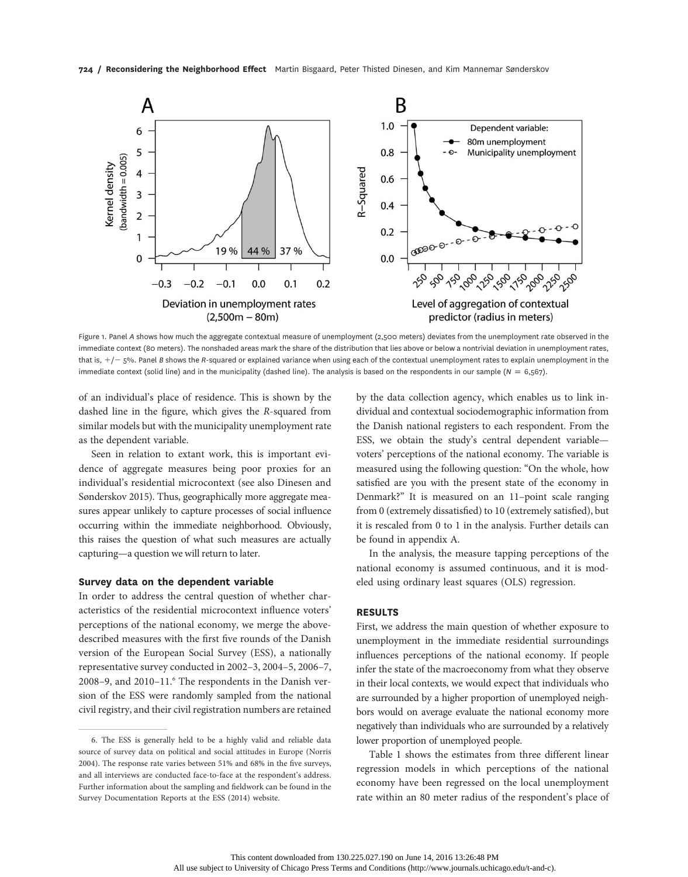Figure 1. Panel *A* shows how much the aggregate contextual measure of unemployment (2,500 meters) deviates from the unemployment rate observed in the immediate context (80 meters). The nonshaded areas mark the share of the distribution that lies above or below a nontrivial deviation in unemployment rates, that is, +/− 5%. Panel *B* shows the *R*-squared or explained variance when using each of the contextual unemployment rates to explain unemployment in the immediate context (solid line) and in the municipality (dashed line). The analysis is based on the respondents in our sample ($N = 6{,}567$).

of an individual's place of residence. This is shown by the dashed line in the figure, which gives the *R*-squared from similar models but with the municipality unemployment rate as the dependent variable.

Seen in relation to extant work, this is important evidence of aggregate measures being poor proxies for an individual's residential microcontext (see also Dinesen and Sønderskov 2015). Thus, geographically more aggregate measures appear unlikely to capture processes of social influence occurring within the immediate neighborhood. Obviously, this raises the question of what such measures are actually capturing—a question we will return to later.

### Survey data on the dependent variable

In order to address the central question of whether characteristics of the residential microcontext influence voters' perceptions of the national economy, we merge the above-described measures with the first five rounds of the Danish version of the European Social Survey (ESS), a nationally representative survey conducted in 2002–3, 2004–5, 2006–7, 2008–9, and 2010–11.[6] The respondents in the Danish version of the ESS were randomly sampled from the national civil registry, and their civil registration numbers are retained by the data collection agency, which enables us to link individual and contextual sociodemographic information from the Danish national registers to each respondent. From the ESS, we obtain the study's central dependent variable—voters' perceptions of the national economy. The variable is measured using the following question: "On the whole, how satisfied are you with the present state of the economy in Denmark?" It is measured on an 11–point scale ranging from 0 (extremely dissatisfied) to 10 (extremely satisfied), but it is rescaled from 0 to 1 in the analysis. Further details can be found in appendix A.

In the analysis, the measure tapping perceptions of the national economy is assumed continuous, and it is modeled using ordinary least squares (OLS) regression.

## RESULTS

First, we address the main question of whether exposure to unemployment in the immediate residential surroundings influences perceptions of the national economy. If people infer the state of the macroeconomy from what they observe in their local contexts, we would expect that individuals who are surrounded by a higher proportion of unemployed neighbors would on average evaluate the national economy more negatively than individuals who are surrounded by a relatively lower proportion of unemployed people.

Table 1 shows the estimates from three different linear regression models in which perceptions of the national economy have been regressed on the local unemployment rate within an 80 meter radius of the respondent's place of

6. The ESS is generally held to be a highly valid and reliable data source of survey data on political and social attitudes in Europe (Norris 2004). The response rate varies between 51% and 68% in the five surveys, and all interviews are conducted face-to-face at the respondent's address. Further information about the sampling and fieldwork can be found in the Survey Documentation Reports at the ESS (2014) website.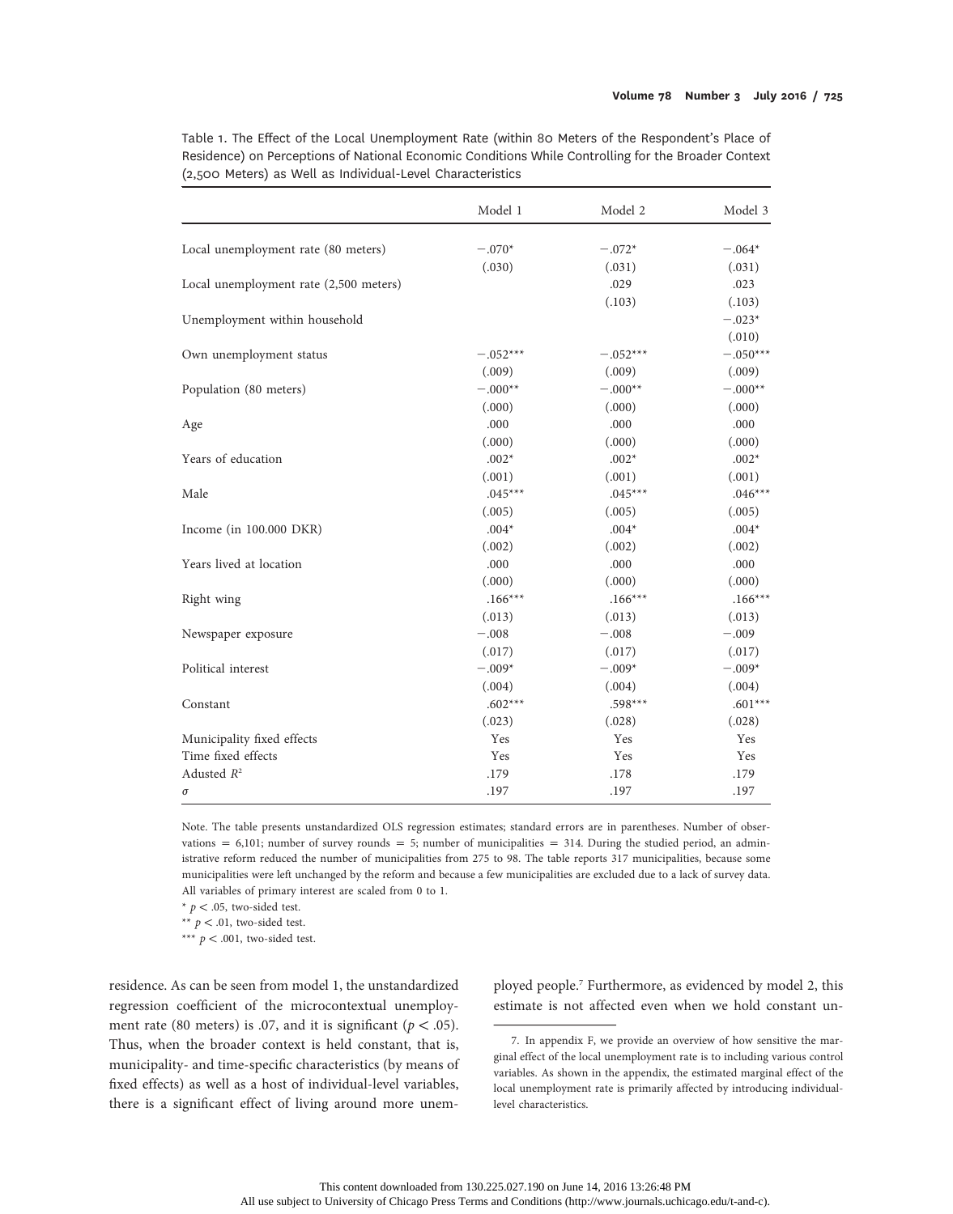Table 1. The Effect of the Local Unemployment Rate (within 80 Meters of the Respondent's Place of Residence) on Perceptions of National Economic Conditions While Controlling for the Broader Context (2,500 Meters) as Well as Individual-Level Characteristics

| | Model 1 | Model 2 | Model 3 |
|---|---|---|---|
| Local unemployment rate (80 meters) | −.070* | −.072* | −.064* |
| | (.030) | (.031) | (.031) |
| Local unemployment rate (2,500 meters) | | .029 | .023 |
| | | (.103) | (.103) |
| Unemployment within household | | | −.023* |
| | | | (.010) |
| Own unemployment status | −.052*** | −.052*** | −.050*** |
| | (.009) | (.009) | (.009) |
| Population (80 meters) | −.000** | −.000** | −.000** |
| | (.000) | (.000) | (.000) |
| Age | .000 | .000 | .000 |
| | (.000) | (.000) | (.000) |
| Years of education | .002* | .002* | .002* |
| | (.001) | (.001) | (.001) |
| Male | .045*** | .045*** | .046*** |
| | (.005) | (.005) | (.005) |
| Income (in 100.000 DKR) | .004* | .004* | .004* |
| | (.002) | (.002) | (.002) |
| Years lived at location | .000 | .000 | .000 |
| | (.000) | (.000) | (.000) |
| Right wing | .166*** | .166*** | .166*** |
| | (.013) | (.013) | (.013) |
| Newspaper exposure | −.008 | −.008 | −.009 |
| | (.017) | (.017) | (.017) |
| Political interest | −.009* | −.009* | −.009* |
| | (.004) | (.004) | (.004) |
| Constant | .602*** | .598*** | .601*** |
| | (.023) | (.028) | (.028) |
| Municipality fixed effects | Yes | Yes | Yes |
| Time fixed effects | Yes | Yes | Yes |
| Adusted $R^2$ | .179 | .178 | .179 |
| $\sigma$ | .197 | .197 | .197 |

Note. The table presents unstandardized OLS regression estimates; standard errors are in parentheses. Number of observations = 6,101; number of survey rounds = 5; number of municipalities = 314. During the studied period, an administrative reform reduced the number of municipalities from 275 to 98. The table reports 317 municipalities, because some municipalities were left unchanged by the reform and because a few municipalities are excluded due to a lack of survey data. All variables of primary interest are scaled from 0 to 1.

* $p < .05$, two-sided test.

** $p < .01$, two-sided test.

*** $p < .001$, two-sided test.

residence. As can be seen from model 1, the unstandardized regression coefficient of the microcontextual unemployment rate (80 meters) is .07, and it is significant ($p < .05$). Thus, when the broader context is held constant, that is, municipality- and time-specific characteristics (by means of fixed effects) as well as a host of individual-level variables, there is a significant effect of living around more unemployed people.[7] Furthermore, as evidenced by model 2, this estimate is not affected even when we hold constant un-

7. In appendix F, we provide an overview of how sensitive the marginal effect of the local unemployment rate is to including various control variables. As shown in the appendix, the estimated marginal effect of the local unemployment rate is primarily affected by introducing individual-level characteristics.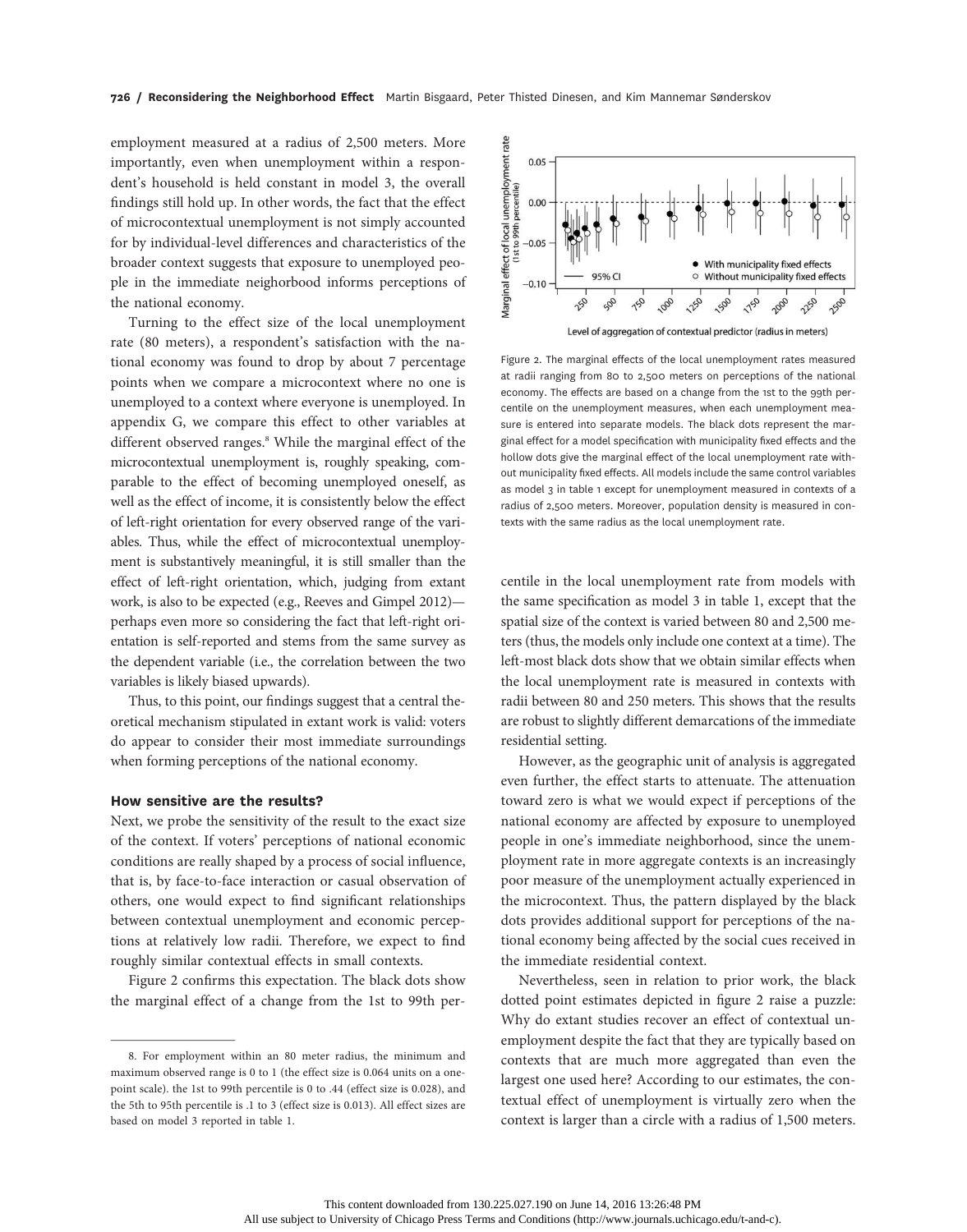employment measured at a radius of 2,500 meters. More importantly, even when unemployment within a respondent's household is held constant in model 3, the overall findings still hold up. In other words, the fact that the effect of microcontextual unemployment is not simply accounted for by individual-level differences and characteristics of the broader context suggests that exposure to unemployed people in the immediate neighborhood informs perceptions of the national economy.

Turning to the effect size of the local unemployment rate (80 meters), a respondent's satisfaction with the national economy was found to drop by about 7 percentage points when we compare a microcontext where no one is unemployed to a context where everyone is unemployed. In appendix G, we compare this effect to other variables at different observed ranges.[8] While the marginal effect of the microcontextual unemployment is, roughly speaking, comparable to the effect of becoming unemployed oneself, as well as the effect of income, it is consistently below the effect of left-right orientation for every observed range of the variables. Thus, while the effect of microcontextual unemployment is substantively meaningful, it is still smaller than the effect of left-right orientation, which, judging from extant work, is also to be expected (e.g., Reeves and Gimpel 2012)—perhaps even more so considering the fact that left-right orientation is self-reported and stems from the same survey as the dependent variable (i.e., the correlation between the two variables is likely biased upwards).

Thus, to this point, our findings suggest that a central theoretical mechanism stipulated in extant work is valid: voters do appear to consider their most immediate surroundings when forming perceptions of the national economy.

### How sensitive are the results?

Next, we probe the sensitivity of the result to the exact size of the context. If voters' perceptions of national economic conditions are really shaped by a process of social influence, that is, by face-to-face interaction or casual observation of others, one would expect to find significant relationships between contextual unemployment and economic perceptions at relatively low radii. Therefore, we expect to find roughly similar contextual effects in small contexts.

Figure 2 confirms this expectation. The black dots show the marginal effect of a change from the 1st to 99th percentile in the local unemployment rate from models with the same specification as model 3 in table 1, except that the spatial size of the context is varied between 80 and 2,500 meters (thus, the models only include one context at a time). The left-most black dots show that we obtain similar effects when the local unemployment rate is measured in contexts with radii between 80 and 250 meters. This shows that the results are robust to slightly different demarcations of the immediate residential setting.

Figure 2. The marginal effects of the local unemployment rates measured at radii ranging from 80 to 2,500 meters on perceptions of the national economy. The effects are based on a change from the 1st to the 99th percentile on the unemployment measures, when each unemployment measure is entered into separate models. The black dots represent the marginal effect for a model specification with municipality fixed effects and the hollow dots give the marginal effect of the local unemployment rate without municipality fixed effects. All models include the same control variables as model 3 in table 1 except for unemployment measured in contexts of a radius of 2,500 meters. Moreover, population density is measured in contexts with the same radius as the local unemployment rate.

However, as the geographic unit of analysis is aggregated even further, the effect starts to attenuate. The attenuation toward zero is what we would expect if perceptions of the national economy are affected by exposure to unemployed people in one's immediate neighborhood, since the unemployment rate in more aggregate contexts is an increasingly poor measure of the unemployment actually experienced in the microcontext. Thus, the pattern displayed by the black dots provides additional support for perceptions of the national economy being affected by the social cues received in the immediate residential context.

Nevertheless, seen in relation to prior work, the black dotted point estimates depicted in figure 2 raise a puzzle: Why do extant studies recover an effect of contextual unemployment despite the fact that they are typically based on contexts that are much more aggregated than even the largest one used here? According to our estimates, the contextual effect of unemployment is virtually zero when the context is larger than a circle with a radius of 1,500 meters.

8. For employment within an 80 meter radius, the minimum and maximum observed range is 0 to 1 (the effect size is 0.064 units on a one-point scale). the 1st to 99th percentile is 0 to .44 (effect size is 0.028), and the 5th to 95th percentile is .1 to 3 (effect size is 0.013). All effect sizes are based on model 3 reported in table 1.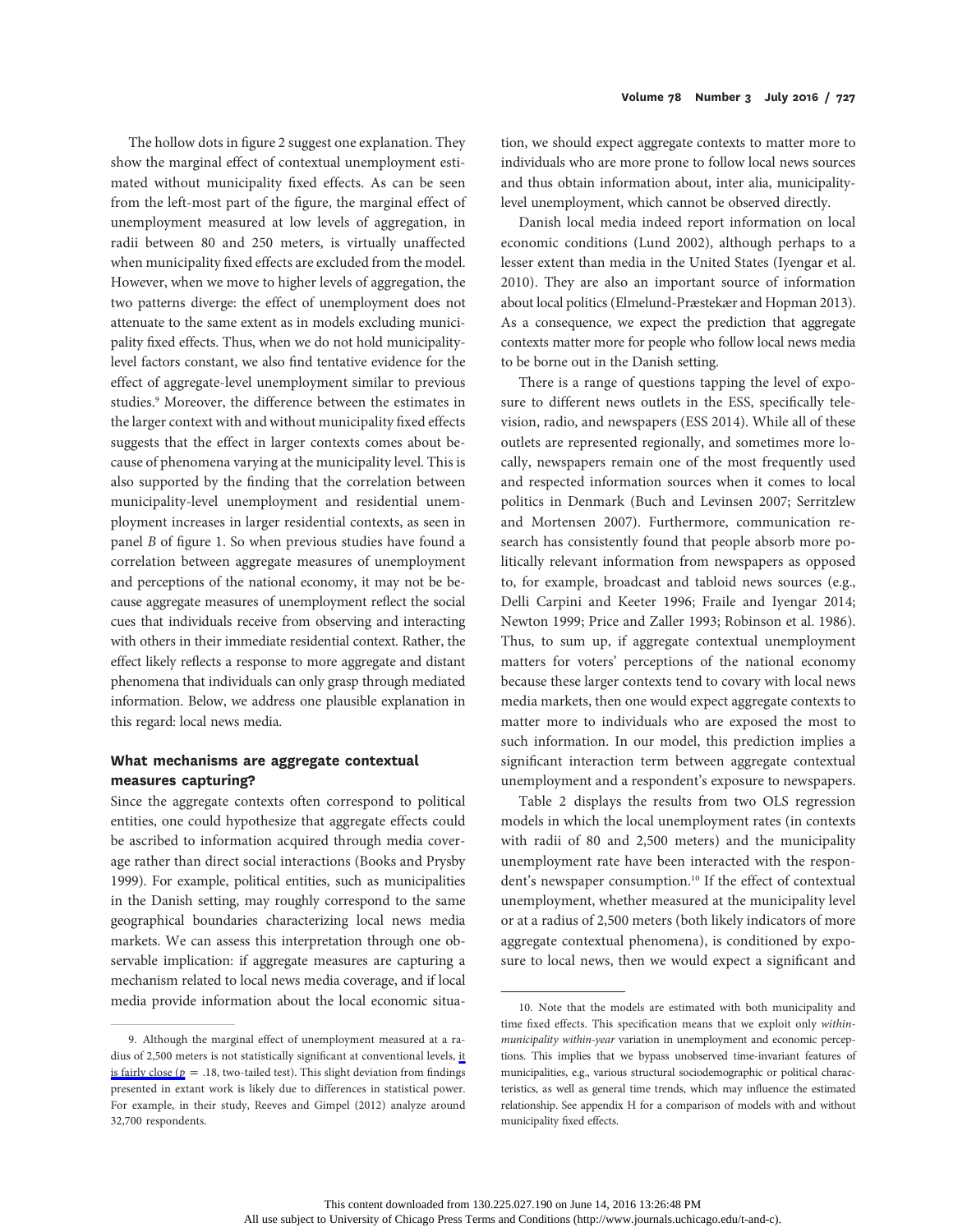The hollow dots in figure 2 suggest one explanation. They show the marginal effect of contextual unemployment estimated without municipality fixed effects. As can be seen from the left-most part of the figure, the marginal effect of unemployment measured at low levels of aggregation, in radii between 80 and 250 meters, is virtually unaffected when municipality fixed effects are excluded from the model. However, when we move to higher levels of aggregation, the two patterns diverge: the effect of unemployment does not attenuate to the same extent as in models excluding municipality fixed effects. Thus, when we do not hold municipality-level factors constant, we also find tentative evidence for the effect of aggregate-level unemployment similar to previous studies.[9] Moreover, the difference between the estimates in the larger context with and without municipality fixed effects suggests that the effect in larger contexts comes about because of phenomena varying at the municipality level. This is also supported by the finding that the correlation between municipality-level unemployment and residential unemployment increases in larger residential contexts, as seen in panel *B* of figure 1. So when previous studies have found a correlation between aggregate measures of unemployment and perceptions of the national economy, it may not be because aggregate measures of unemployment reflect the social cues that individuals receive from observing and interacting with others in their immediate residential context. Rather, the effect likely reflects a response to more aggregate and distant phenomena that individuals can only grasp through mediated information. Below, we address one plausible explanation in this regard: local news media.

## What mechanisms are aggregate contextual measures capturing?

Since the aggregate contexts often correspond to political entities, one could hypothesize that aggregate effects could be ascribed to information acquired through media coverage rather than direct social interactions (Books and Prysby 1999). For example, political entities, such as municipalities in the Danish setting, may roughly correspond to the same geographical boundaries characterizing local news media markets. We can assess this interpretation through one observable implication: if aggregate measures are capturing a mechanism related to local news media coverage, and if local media provide information about the local economic situation, we should expect aggregate contexts to matter more to individuals who are more prone to follow local news sources and thus obtain information about, inter alia, municipality-level unemployment, which cannot be observed directly.

Danish local media indeed report information on local economic conditions (Lund 2002), although perhaps to a lesser extent than media in the United States (Iyengar et al. 2010). They are also an important source of information about local politics (Elmelund-Præstekær and Hopman 2013). As a consequence, we expect the prediction that aggregate contexts matter more for people who follow local news media to be borne out in the Danish setting.

There is a range of questions tapping the level of exposure to different news outlets in the ESS, specifically television, radio, and newspapers (ESS 2014). While all of these outlets are represented regionally, and sometimes more locally, newspapers remain one of the most frequently used and respected information sources when it comes to local politics in Denmark (Buch and Levinsen 2007; Serritzlew and Mortensen 2007). Furthermore, communication research has consistently found that people absorb more politically relevant information from newspapers as opposed to, for example, broadcast and tabloid news sources (e.g., Delli Carpini and Keeter 1996; Fraile and Iyengar 2014; Newton 1999; Price and Zaller 1993; Robinson et al. 1986). Thus, to sum up, if aggregate contextual unemployment matters for voters' perceptions of the national economy because these larger contexts tend to covary with local news media markets, then one would expect aggregate contexts to matter more to individuals who are exposed the most to such information. In our model, this prediction implies a significant interaction term between aggregate contextual unemployment and a respondent's exposure to newspapers.

Table 2 displays the results from two OLS regression models in which the local unemployment rates (in contexts with radii of 80 and 2,500 meters) and the municipality unemployment rate have been interacted with the respondent's newspaper consumption.[10] If the effect of contextual unemployment, whether measured at the municipality level or at a radius of 2,500 meters (both likely indicators of more aggregate contextual phenomena), is conditioned by exposure to local news, then we would expect a significant and

9. Although the marginal effect of unemployment measured at a radius of 2,500 meters is not statistically significant at conventional levels, it is fairly close ($p$ = .18, two-tailed test). This slight deviation from findings presented in extant work is likely due to differences in statistical power. For example, in their study, Reeves and Gimpel (2012) analyze around 32,700 respondents.

10. Note that the models are estimated with both municipality and time fixed effects. This specification means that we exploit only *within-municipality within-year* variation in unemployment and economic perceptions. This implies that we bypass unobserved time-invariant features of municipalities, e.g., various structural sociodemographic or political characteristics, as well as general time trends, which may influence the estimated relationship. See appendix H for a comparison of models with and without municipality fixed effects.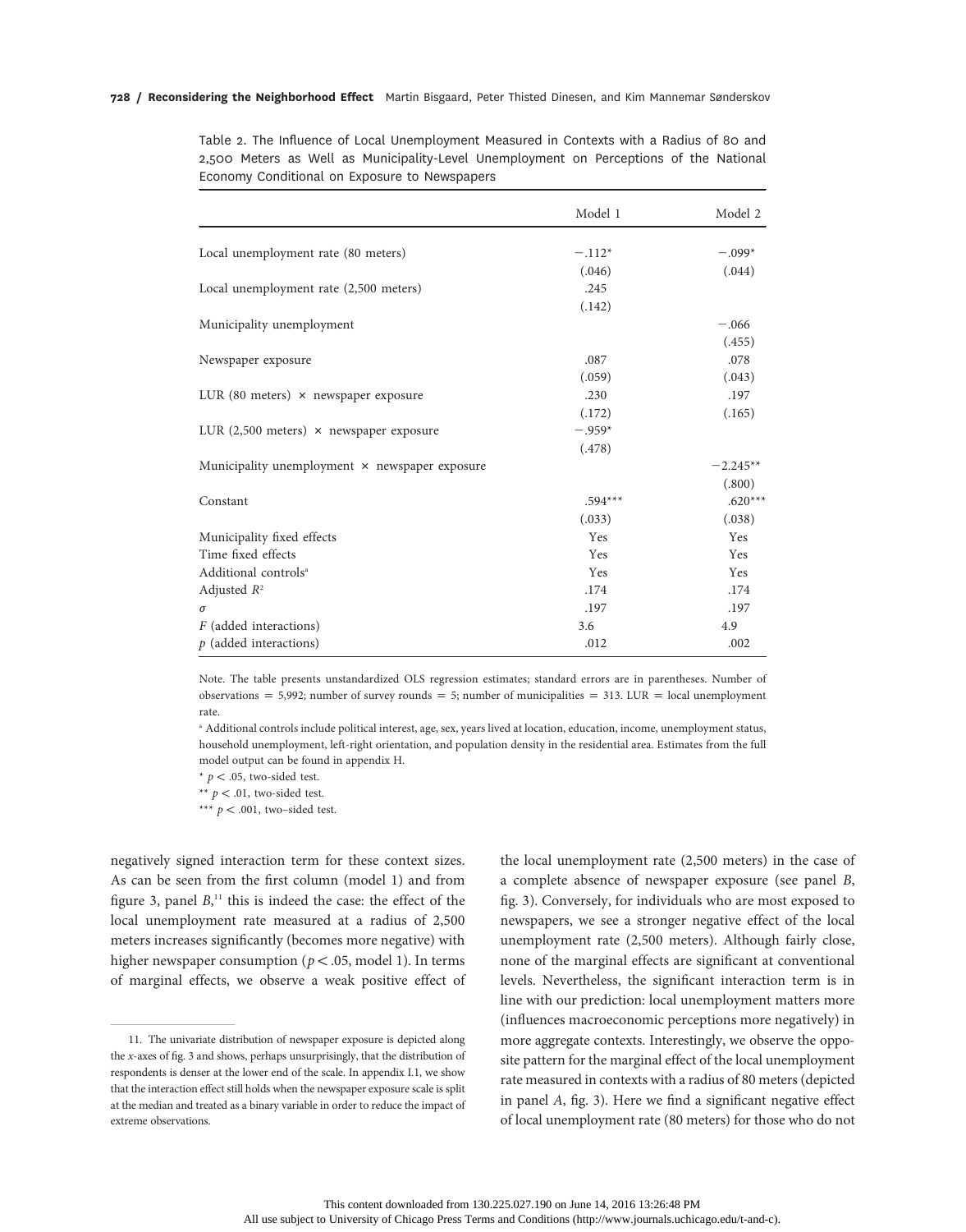Table 2. The Influence of Local Unemployment Measured in Contexts with a Radius of 80 and 2,500 Meters as Well as Municipality-Level Unemployment on Perceptions of the National Economy Conditional on Exposure to Newspapers

| | Model 1 | Model 2 |
|---|---|---|
| Local unemployment rate (80 meters) | −.112* | −.099* |
| | (.046) | (.044) |
| Local unemployment rate (2,500 meters) | .245 | |
| | (.142) | |
| Municipality unemployment | | −.066 |
| | | (.455) |
| Newspaper exposure | .087 | .078 |
| | (.059) | (.043) |
| LUR (80 meters) × newspaper exposure | .230 | .197 |
| | (.172) | (.165) |
| LUR (2,500 meters) × newspaper exposure | −.959* | |
| | (.478) | |
| Municipality unemployment × newspaper exposure | | −2.245** |
| | | (.800) |
| Constant | .594*** | .620*** |
| | (.033) | (.038) |
| Municipality fixed effects | Yes | Yes |
| Time fixed effects | Yes | Yes |
| Additional controls[a] | Yes | Yes |
| Adjusted $R^2$ | .174 | .174 |
| $\sigma$ | .197 | .197 |
| $F$ (added interactions) | 3.6 | 4.9 |
| $p$ (added interactions) | .012 | .002 |

Note. The table presents unstandardized OLS regression estimates; standard errors are in parentheses. Number of observations = 5,992; number of survey rounds = 5; number of municipalities = 313. LUR = local unemployment rate.

[a] Additional controls include political interest, age, sex, years lived at location, education, income, unemployment status, household unemployment, left-right orientation, and population density in the residential area. Estimates from the full model output can be found in appendix H.

\* $p < .05$, two-sided test.

\*\* $p < .01$, two-sided test.

\*\*\* $p < .001$, two–sided test.

negatively signed interaction term for these context sizes. As can be seen from the first column (model 1) and from figure 3, panel *B*,[11] this is indeed the case: the effect of the local unemployment rate measured at a radius of 2,500 meters increases significantly (becomes more negative) with higher newspaper consumption ($p < .05$, model 1). In terms of marginal effects, we observe a weak positive effect of the local unemployment rate (2,500 meters) in the case of a complete absence of newspaper exposure (see panel *B*, fig. 3). Conversely, for individuals who are most exposed to newspapers, we see a stronger negative effect of the local unemployment rate (2,500 meters). Although fairly close, none of the marginal effects are significant at conventional levels. Nevertheless, the significant interaction term is in line with our prediction: local unemployment matters more (influences macroeconomic perceptions more negatively) in more aggregate contexts. Interestingly, we observe the opposite pattern for the marginal effect of the local unemployment rate measured in contexts with a radius of 80 meters (depicted in panel *A*, fig. 3). Here we find a significant negative effect of local unemployment rate (80 meters) for those who do not

11. The univariate distribution of newspaper exposure is depicted along the *x*-axes of fig. 3 and shows, perhaps unsurprisingly, that the distribution of respondents is denser at the lower end of the scale. In appendix I.1, we show that the interaction effect still holds when the newspaper exposure scale is split at the median and treated as a binary variable in order to reduce the impact of extreme observations.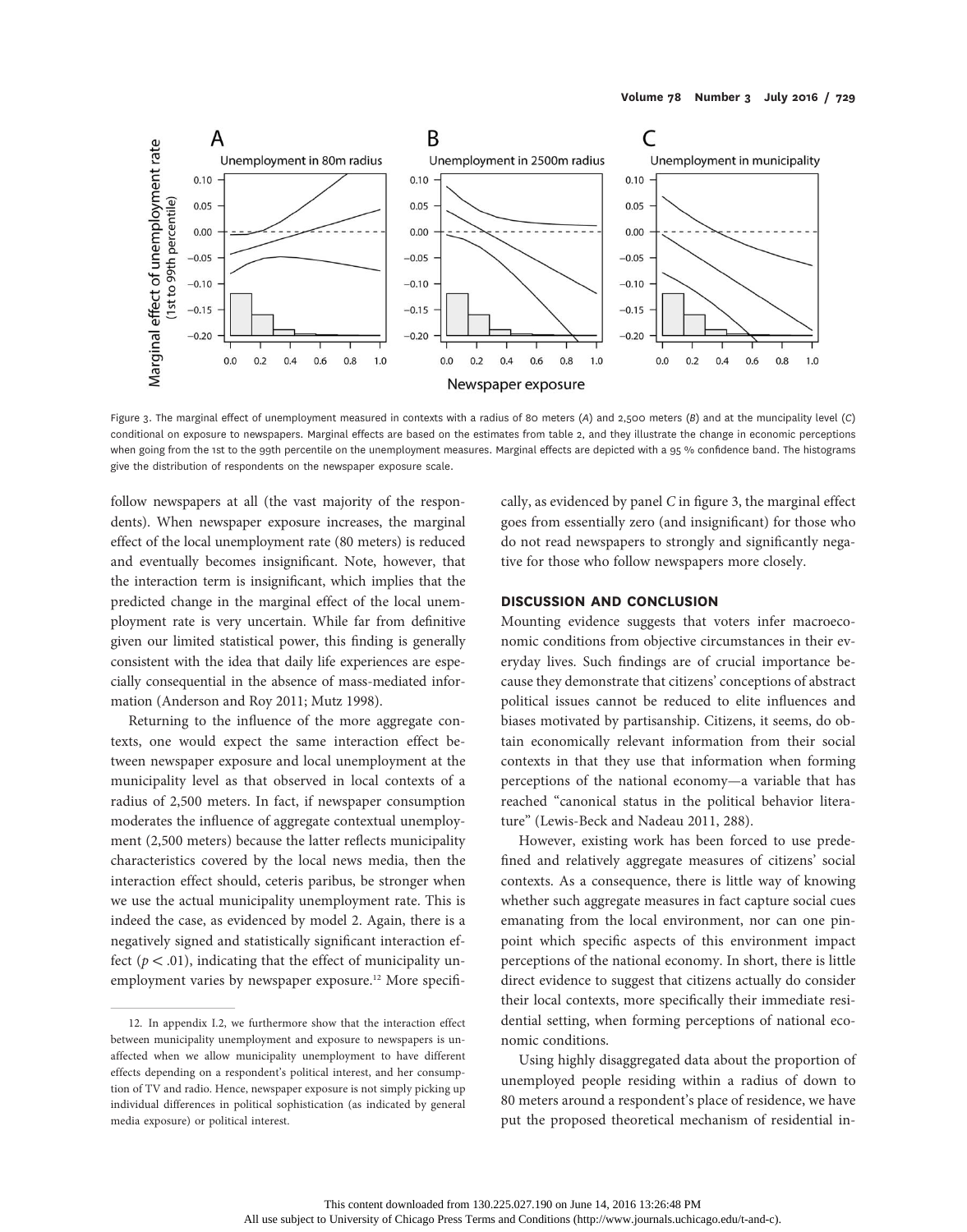Figure 3. The marginal effect of unemployment measured in contexts with a radius of 80 meters (*A*) and 2,500 meters (*B*) and at the muncipality level (*C*) conditional on exposure to newspapers. Marginal effects are based on the estimates from table 2, and they illustrate the change in economic perceptions when going from the 1st to the 99th percentile on the unemployment measures. Marginal effects are depicted with a 95 % confidence band. The histograms give the distribution of respondents on the newspaper exposure scale.

follow newspapers at all (the vast majority of the respondents). When newspaper exposure increases, the marginal effect of the local unemployment rate (80 meters) is reduced and eventually becomes insignificant. Note, however, that the interaction term is insignificant, which implies that the predicted change in the marginal effect of the local unemployment rate is very uncertain. While far from definitive given our limited statistical power, this finding is generally consistent with the idea that daily life experiences are especially consequential in the absence of mass-mediated information (Anderson and Roy 2011; Mutz 1998).

Returning to the influence of the more aggregate contexts, one would expect the same interaction effect between newspaper exposure and local unemployment at the municipality level as that observed in local contexts of a radius of 2,500 meters. In fact, if newspaper consumption moderates the influence of aggregate contextual unemployment (2,500 meters) because the latter reflects municipality characteristics covered by the local news media, then the interaction effect should, ceteris paribus, be stronger when we use the actual municipality unemployment rate. This is indeed the case, as evidenced by model 2. Again, there is a negatively signed and statistically significant interaction effect ($p < .01$), indicating that the effect of municipality unemployment varies by newspaper exposure.[12] More specifically, as evidenced by panel *C* in figure 3, the marginal effect goes from essentially zero (and insignificant) for those who do not read newspapers to strongly and significantly negative for those who follow newspapers more closely.

12. In appendix I.2, we furthermore show that the interaction effect between municipality unemployment and exposure to newspapers is unaffected when we allow municipality unemployment to have different effects depending on a respondent's political interest, and her consumption of TV and radio. Hence, newspaper exposure is not simply picking up individual differences in political sophistication (as indicated by general media exposure) or political interest.

## DISCUSSION AND CONCLUSION

Mounting evidence suggests that voters infer macroeconomic conditions from objective circumstances in their everyday lives. Such findings are of crucial importance because they demonstrate that citizens' conceptions of abstract political issues cannot be reduced to elite influences and biases motivated by partisanship. Citizens, it seems, do obtain economically relevant information from their social contexts in that they use that information when forming perceptions of the national economy—a variable that has reached "canonical status in the political behavior literature" (Lewis-Beck and Nadeau 2011, 288).

However, existing work has been forced to use predefined and relatively aggregate measures of citizens' social contexts. As a consequence, there is little way of knowing whether such aggregate measures in fact capture social cues emanating from the local environment, nor can one pinpoint which specific aspects of this environment impact perceptions of the national economy. In short, there is little direct evidence to suggest that citizens actually do consider their local contexts, more specifically their immediate residential setting, when forming perceptions of national economic conditions.

Using highly disaggregated data about the proportion of unemployed people residing within a radius of down to 80 meters around a respondent's place of residence, we have put the proposed theoretical mechanism of residential in-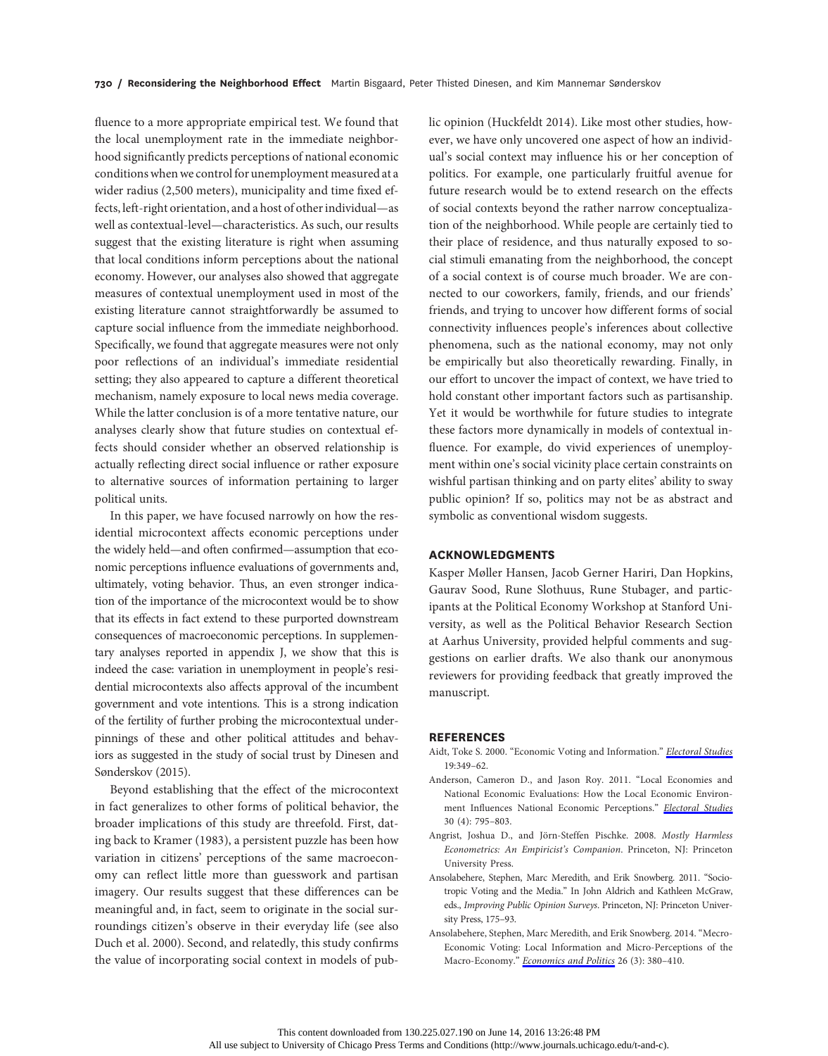fluence to a more appropriate empirical test. We found that the local unemployment rate in the immediate neighborhood significantly predicts perceptions of national economic conditions when we control for unemployment measured at a wider radius (2,500 meters), municipality and time fixed effects, left-right orientation, and a host of other individual—as well as contextual-level—characteristics. As such, our results suggest that the existing literature is right when assuming that local conditions inform perceptions about the national economy. However, our analyses also showed that aggregate measures of contextual unemployment used in most of the existing literature cannot straightforwardly be assumed to capture social influence from the immediate neighborhood. Specifically, we found that aggregate measures were not only poor reflections of an individual's immediate residential setting; they also appeared to capture a different theoretical mechanism, namely exposure to local news media coverage. While the latter conclusion is of a more tentative nature, our analyses clearly show that future studies on contextual effects should consider whether an observed relationship is actually reflecting direct social influence or rather exposure to alternative sources of information pertaining to larger political units.

In this paper, we have focused narrowly on how the residential microcontext affects economic perceptions under the widely held—and often confirmed—assumption that economic perceptions influence evaluations of governments and, ultimately, voting behavior. Thus, an even stronger indication of the importance of the microcontext would be to show that its effects in fact extend to these purported downstream consequences of macroeconomic perceptions. In supplementary analyses reported in appendix J, we show that this is indeed the case: variation in unemployment in people's residential microcontexts also affects approval of the incumbent government and vote intentions. This is a strong indication of the fertility of further probing the microcontextual underpinnings of these and other political attitudes and behaviors as suggested in the study of social trust by Dinesen and Sønderskov (2015).

Beyond establishing that the effect of the microcontext in fact generalizes to other forms of political behavior, the broader implications of this study are threefold. First, dating back to Kramer (1983), a persistent puzzle has been how variation in citizens' perceptions of the same macroeconomy can reflect little more than guesswork and partisan imagery. Our results suggest that these differences can be meaningful and, in fact, seem to originate in the social surroundings citizen's observe in their everyday life (see also Duch et al. 2000). Second, and relatedly, this study confirms the value of incorporating social context in models of public opinion (Huckfeldt 2014). Like most other studies, however, we have only uncovered one aspect of how an individual's social context may influence his or her conception of politics. For example, one particularly fruitful avenue for future research would be to extend research on the effects of social contexts beyond the rather narrow conceptualization of the neighborhood. While people are certainly tied to their place of residence, and thus naturally exposed to social stimuli emanating from the neighborhood, the concept of a social context is of course much broader. We are connected to our coworkers, family, friends, and our friends' friends, and trying to uncover how different forms of social connectivity influences people's inferences about collective phenomena, such as the national economy, may not only be empirically but also theoretically rewarding. Finally, in our effort to uncover the impact of context, we have tried to hold constant other important factors such as partisanship. Yet it would be worthwhile for future studies to integrate these factors more dynamically in models of contextual influence. For example, do vivid experiences of unemployment within one's social vicinity place certain constraints on wishful partisan thinking and on party elites' ability to sway public opinion? If so, politics may not be as abstract and symbolic as conventional wisdom suggests.

## ACKNOWLEDGMENTS

Kasper Møller Hansen, Jacob Gerner Hariri, Dan Hopkins, Gaurav Sood, Rune Slothuus, Rune Stubager, and participants at the Political Economy Workshop at Stanford University, as well as the Political Behavior Research Section at Aarhus University, provided helpful comments and suggestions on earlier drafts. We also thank our anonymous reviewers for providing feedback that greatly improved the manuscript.

## REFERENCES

Aidt, Toke S. 2000. "Economic Voting and Information." *Electoral Studies* 19:349–62.

Anderson, Cameron D., and Jason Roy. 2011. "Local Economies and National Economic Evaluations: How the Local Economic Environment Influences National Economic Perceptions." *Electoral Studies* 30 (4): 795–803.

Angrist, Joshua D., and Jörn-Steffen Pischke. 2008. *Mostly Harmless Econometrics: An Empiricist's Companion*. Princeton, NJ: Princeton University Press.

Ansolabehere, Stephen, Marc Meredith, and Erik Snowberg. 2011. "Sociotropic Voting and the Media." In John Aldrich and Kathleen McGraw, eds., *Improving Public Opinion Surveys*. Princeton, NJ: Princeton University Press, 175–93.

Ansolabehere, Stephen, Marc Meredith, and Erik Snowberg. 2014. "Mecro-Economic Voting: Local Information and Micro-Perceptions of the Macro-Economy." *Economics and Politics* 26 (3): 380–410.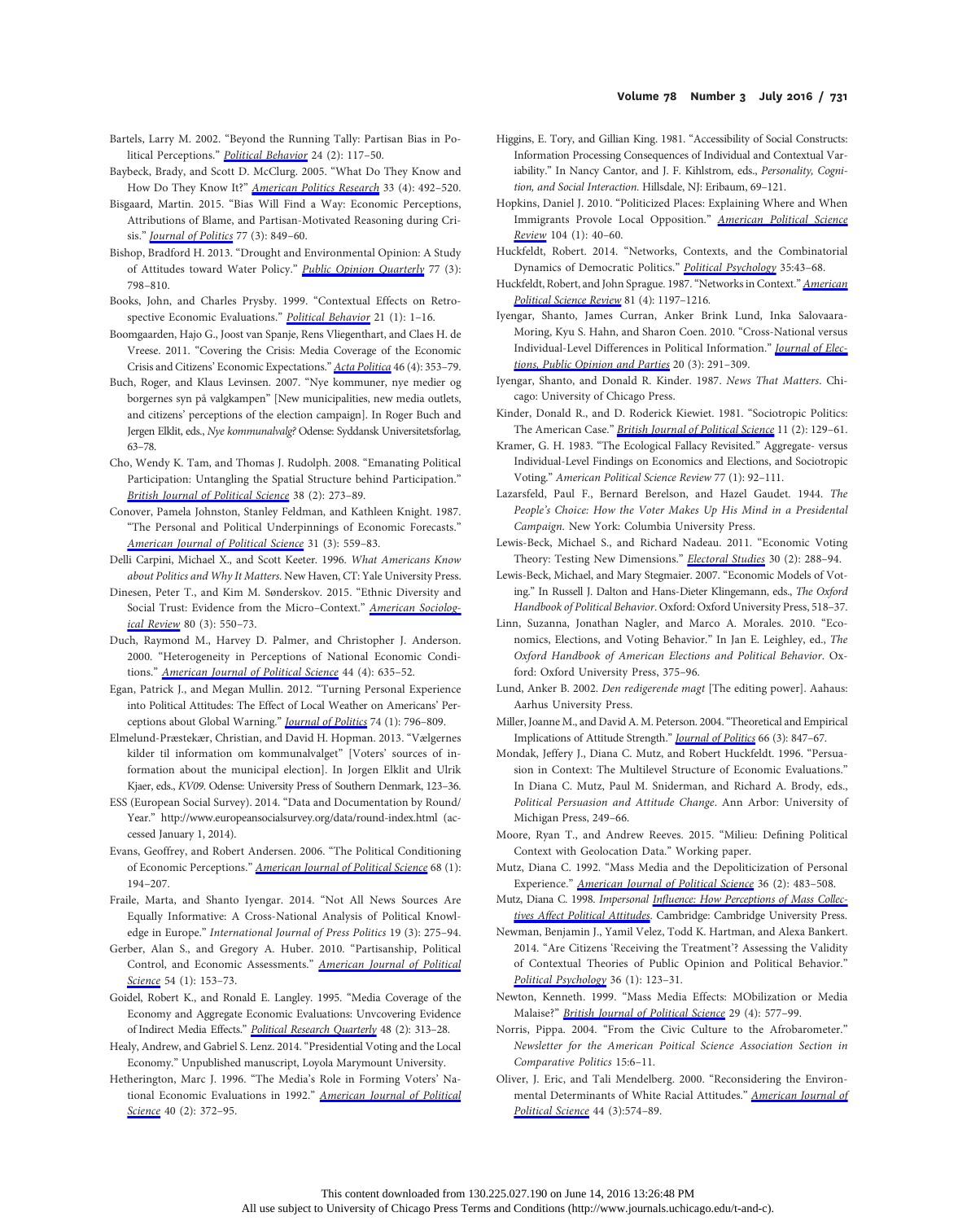Bartels, Larry M. 2002. "Beyond the Running Tally: Partisan Bias in Political Perceptions." *Political Behavior* 24 (2): 117–50.

Baybeck, Brady, and Scott D. McClurg. 2005. "What Do They Know and How Do They Know It?" *American Politics Research* 33 (4): 492–520.

Bisgaard, Martin. 2015. "Bias Will Find a Way: Economic Perceptions, Attributions of Blame, and Partisan-Motivated Reasoning during Crisis." *Journal of Politics* 77 (3): 849–60.

Bishop, Bradford H. 2013. "Drought and Environmental Opinion: A Study of Attitudes toward Water Policy." *Public Opinion Quarterly* 77 (3): 798–810.

Books, John, and Charles Prysby. 1999. "Contextual Effects on Retrospective Economic Evaluations." *Political Behavior* 21 (1): 1–16.

Boomgaarden, Hajo G., Joost van Spanje, Rens Vliegenthart, and Claes H. de Vreese. 2011. "Covering the Crisis: Media Coverage of the Economic Crisis and Citizens' Economic Expectations." *Acta Politica* 46 (4): 353–79.

Buch, Roger, and Klaus Levinsen. 2007. "Nye kommuner, nye medier og borgernes syn på valgkampen" [New municipalities, new media outlets, and citizens' perceptions of the election campaign]. In Roger Buch and Jergen Elklit, eds., *Nye kommunalvalg?* Odense: Syddansk Universitetsforlag, 63–78.

Cho, Wendy K. Tam, and Thomas J. Rudolph. 2008. "Emanating Political Participation: Untangling the Spatial Structure behind Participation." *British Journal of Political Science* 38 (2): 273–89.

Conover, Pamela Johnston, Stanley Feldman, and Kathleen Knight. 1987. "The Personal and Political Underpinnings of Economic Forecasts." *American Journal of Political Science* 31 (3): 559–83.

Delli Carpini, Michael X., and Scott Keeter. 1996. *What Americans Know about Politics and Why It Matters*. New Haven, CT: Yale University Press.

Dinesen, Peter T., and Kim M. Sønderskov. 2015. "Ethnic Diversity and Social Trust: Evidence from the Micro–Context." *American Sociological Review* 80 (3): 550–73.

Duch, Raymond M., Harvey D. Palmer, and Christopher J. Anderson. 2000. "Heterogeneity in Perceptions of National Economic Conditions." *American Journal of Political Science* 44 (4): 635–52.

Egan, Patrick J., and Megan Mullin. 2012. "Turning Personal Experience into Political Attitudes: The Effect of Local Weather on Americans' Perceptions about Global Warning." *Journal of Politics* 74 (1): 796–809.

Elmelund-Præstekær, Christian, and David H. Hopman. 2013. "Vælgernes kilder til information om kommunalvalget" [Voters' sources of information about the municipal election]. In Jorgen Elklit and Ulrik Kjaer, eds., *KV09*. Odense: University Press of Southern Denmark, 123–36.

ESS (European Social Survey). 2014. "Data and Documentation by Round/Year." http://www.europeansocialsurvey.org/data/round-index.html (accessed January 1, 2014).

Evans, Geoffrey, and Robert Andersen. 2006. "The Political Conditioning of Economic Perceptions." *American Journal of Political Science* 68 (1): 194–207.

Fraile, Marta, and Shanto Iyengar. 2014. "Not All News Sources Are Equally Informative: A Cross-National Analysis of Political Knowledge in Europe." *International Journal of Press Politics* 19 (3): 275–94.

Gerber, Alan S., and Gregory A. Huber. 2010. "Partisanship, Political Control, and Economic Assessments." *American Journal of Political Science* 54 (1): 153–73.

Goidel, Robert K., and Ronald E. Langley. 1995. "Media Coverage of the Economy and Aggregate Economic Evaluations: Unvcovering Evidence of Indirect Media Effects." *Political Research Quarterly* 48 (2): 313–28.

Healy, Andrew, and Gabriel S. Lenz. 2014. "Presidential Voting and the Local Economy." Unpublished manuscript, Loyola Marymount University.

Hetherington, Marc J. 1996. "The Media's Role in Forming Voters' National Economic Evaluations in 1992." *American Journal of Political Science* 40 (2): 372–95.

Higgins, E. Tory, and Gillian King. 1981. "Accessibility of Social Constructs: Information Processing Consequences of Individual and Contextual Variability." In Nancy Cantor, and J. F. Kihlstrom, eds., *Personality, Cognition, and Social Interaction*. Hillsdale, NJ: Eribaum, 69–121.

Hopkins, Daniel J. 2010. "Politicized Places: Explaining Where and When Immigrants Provole Local Opposition." *American Political Science Review* 104 (1): 40–60.

Huckfeldt, Robert. 2014. "Networks, Contexts, and the Combinatorial Dynamics of Democratic Politics." *Political Psychology* 35:43–68.

Huckfeldt, Robert, and John Sprague. 1987. "Networks in Context." *American Political Science Review* 81 (4): 1197–1216.

Iyengar, Shanto, James Curran, Anker Brink Lund, Inka Salovaara-Moring, Kyu S. Hahn, and Sharon Coen. 2010. "Cross-National versus Individual-Level Differences in Political Information." *Journal of Elections, Public Opinion and Parties* 20 (3): 291–309.

Iyengar, Shanto, and Donald R. Kinder. 1987. *News That Matters*. Chicago: University of Chicago Press.

Kinder, Donald R., and D. Roderick Kiewiet. 1981. "Sociotropic Politics: The American Case." *British Journal of Political Science* 11 (2): 129–61.

Kramer, G. H. 1983. "The Ecological Fallacy Revisited." Aggregate- versus Individual-Level Findings on Economics and Elections, and Sociotropic Voting." *American Political Science Review* 77 (1): 92–111.

Lazarsfeld, Paul F., Bernard Berelson, and Hazel Gaudet. 1944. *The People's Choice: How the Voter Makes Up His Mind in a Presidental Campaign*. New York: Columbia University Press.

Lewis-Beck, Michael S., and Richard Nadeau. 2011. "Economic Voting Theory: Testing New Dimensions." *Electoral Studies* 30 (2): 288–94.

Lewis-Beck, Michael, and Mary Stegmaier. 2007. "Economic Models of Voting." In Russell J. Dalton and Hans-Dieter Klingemann, eds., *The Oxford Handbook of Political Behavior*. Oxford: Oxford University Press, 518–37.

Linn, Suzanna, Jonathan Nagler, and Marco A. Morales. 2010. "Economics, Elections, and Voting Behavior." In Jan E. Leighley, ed., *The Oxford Handbook of American Elections and Political Behavior*. Oxford: Oxford University Press, 375–96.

Lund, Anker B. 2002. *Den redigerende magt* [The editing power]. Aahaus: Aarhus University Press.

Miller, Joanne M., and David A. M. Peterson. 2004. "Theoretical and Empirical Implications of Attitude Strength." *Journal of Politics* 66 (3): 847–67.

Mondak, Jeffery J., Diana C. Mutz, and Robert Huckfeldt. 1996. "Persuasion in Context: The Multilevel Structure of Economic Evaluations." In Diana C. Mutz, Paul M. Sniderman, and Richard A. Brody, eds., *Political Persuasion and Attitude Change*. Ann Arbor: University of Michigan Press, 249–66.

Moore, Ryan T., and Andrew Reeves. 2015. "Milieu: Defining Political Context with Geolocation Data." Working paper.

Mutz, Diana C. 1992. "Mass Media and the Depoliticization of Personal Experience." *American Journal of Political Science* 36 (2): 483–508.

Mutz, Diana C. 1998. *Impersonal Influence: How Perceptions of Mass Collectives Affect Political Attitudes*. Cambridge: Cambridge University Press.

Newman, Benjamin J., Yamil Velez, Todd K. Hartman, and Alexa Bankert. 2014. "Are Citizens 'Receiving the Treatment'? Assessing the Validity of Contextual Theories of Public Opinion and Political Behavior." *Political Psychology* 36 (1): 123–31.

Newton, Kenneth. 1999. "Mass Media Effects: MObilization or Media Malaise?" *British Journal of Political Science* 29 (4): 577–99.

Norris, Pippa. 2004. "From the Civic Culture to the Afrobarometer." *Newsletter for the American Poitical Science Association Section in Comparative Politics* 15:6–11.

Oliver, J. Eric, and Tali Mendelberg. 2000. "Reconsidering the Environmental Determinants of White Racial Attitudes." *American Journal of Political Science* 44 (3):574–89.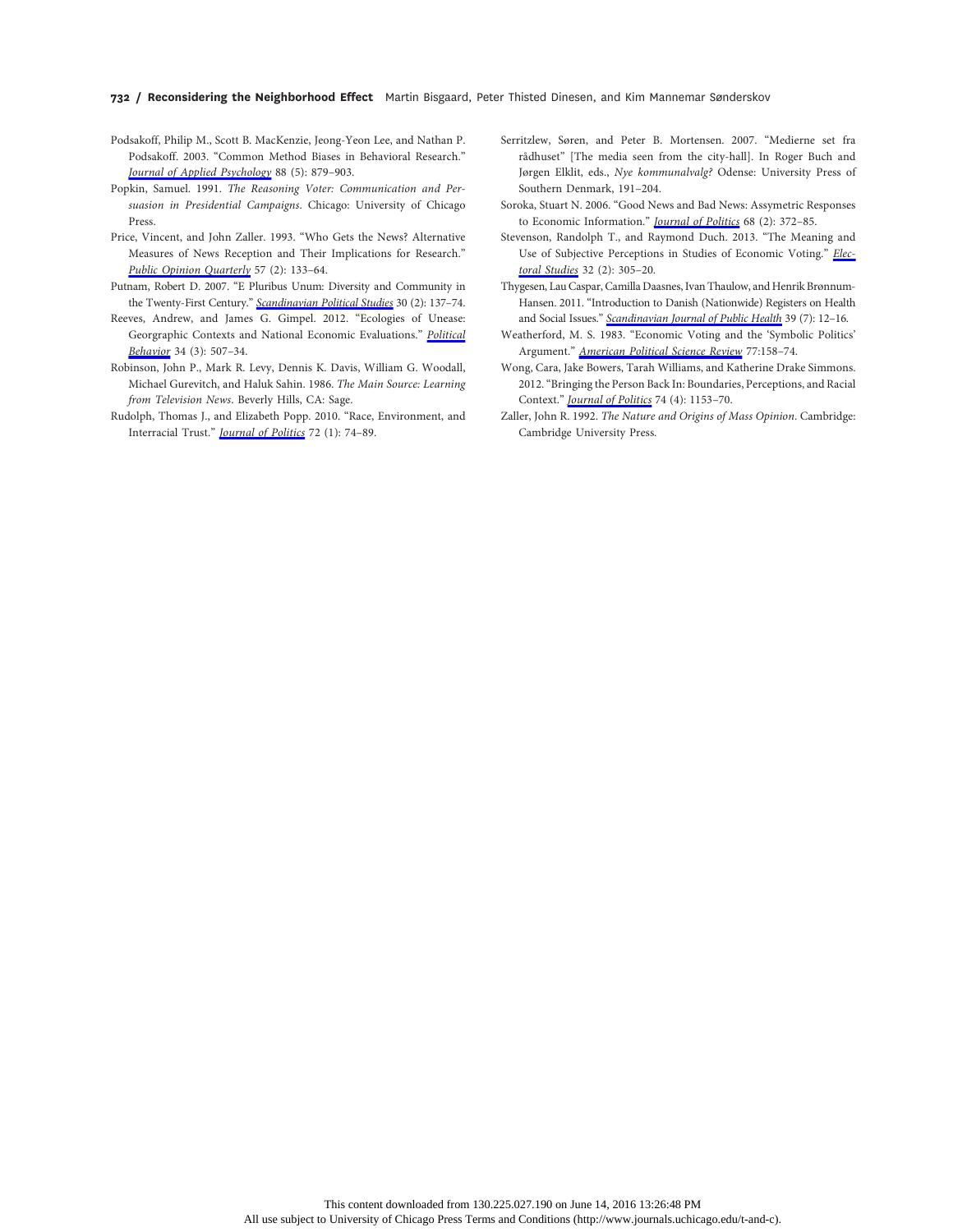Podsakoff, Philip M., Scott B. MacKenzie, Jeong-Yeon Lee, and Nathan P. Podsakoff. 2003. "Common Method Biases in Behavioral Research." *Journal of Applied Psychology* 88 (5): 879–903.

Popkin, Samuel. 1991. *The Reasoning Voter: Communication and Persuasion in Presidential Campaigns*. Chicago: University of Chicago Press.

Price, Vincent, and John Zaller. 1993. "Who Gets the News? Alternative Measures of News Reception and Their Implications for Research." *Public Opinion Quarterly* 57 (2): 133–64.

Putnam, Robert D. 2007. "E Pluribus Unum: Diversity and Community in the Twenty-First Century." *Scandinavian Political Studies* 30 (2): 137–74.

Reeves, Andrew, and James G. Gimpel. 2012. "Ecologies of Unease: Georgraphic Contexts and National Economic Evaluations." *Political Behavior* 34 (3): 507–34.

Robinson, John P., Mark R. Levy, Dennis K. Davis, William G. Woodall, Michael Gurevitch, and Haluk Sahin. 1986. *The Main Source: Learning from Television News*. Beverly Hills, CA: Sage.

Rudolph, Thomas J., and Elizabeth Popp. 2010. "Race, Environment, and Interracial Trust." *Journal of Politics* 72 (1): 74–89.

Serritzlew, Søren, and Peter B. Mortensen. 2007. "Medierne set fra rådhuset" [The media seen from the city-hall]. In Roger Buch and Jørgen Elklit, eds., *Nye kommunalvalg?* Odense: University Press of Southern Denmark, 191–204.

Soroka, Stuart N. 2006. "Good News and Bad News: Assymetric Responses to Economic Information." *Journal of Politics* 68 (2): 372–85.

Stevenson, Randolph T., and Raymond Duch. 2013. "The Meaning and Use of Subjective Perceptions in Studies of Economic Voting." *Electoral Studies* 32 (2): 305–20.

Thygesen, Lau Caspar, Camilla Daasnes, Ivan Thaulow, and Henrik Brønnum-Hansen. 2011. "Introduction to Danish (Nationwide) Registers on Health and Social Issues." *Scandinavian Journal of Public Health* 39 (7): 12–16.

Weatherford, M. S. 1983. "Economic Voting and the 'Symbolic Politics' Argument." *American Political Science Review* 77:158–74.

Wong, Cara, Jake Bowers, Tarah Williams, and Katherine Drake Simmons. 2012. "Bringing the Person Back In: Boundaries, Perceptions, and Racial Context." *Journal of Politics* 74 (4): 1153–70.

Zaller, John R. 1992. *The Nature and Origins of Mass Opinion*. Cambridge: Cambridge University Press.